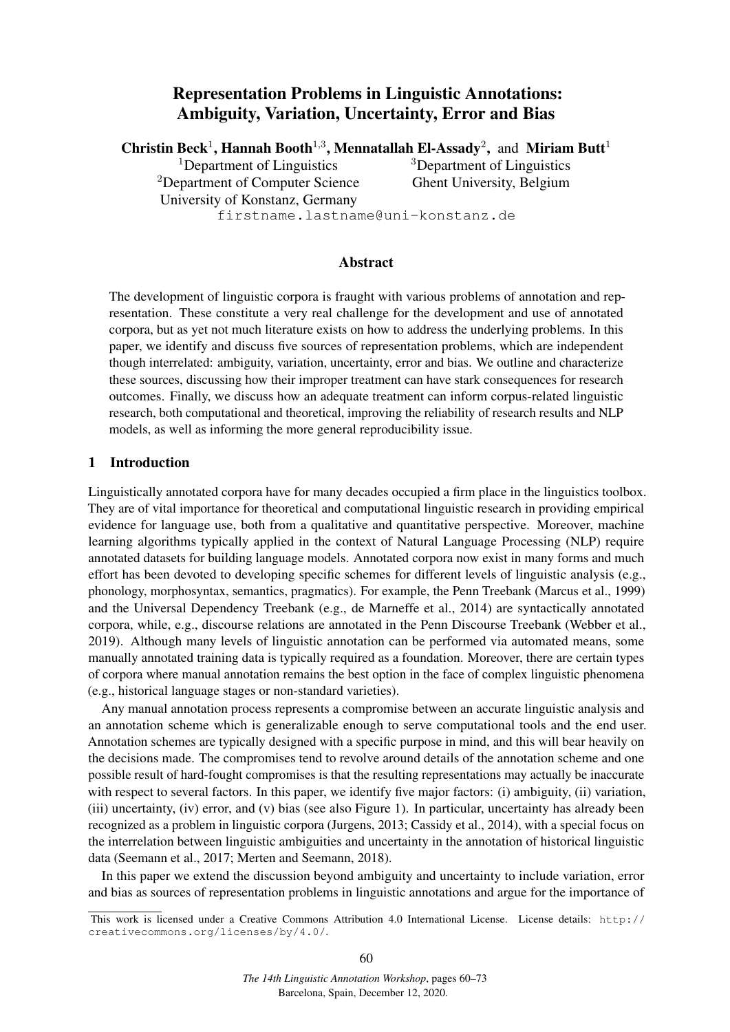# Representation Problems in Linguistic Annotations: Ambiguity, Variation, Uncertainty, Error and Bias

**Christin Beck**[1], **Hannah Booth**[1,3], **Mennatallah El-Assady**[2], and **Miriam Butt**[1]

[1]Department of Linguistics
[2]Department of Computer Science
University of Konstanz, Germany
[3]Department of Linguistics
Ghent University, Belgium

firstname.lastname@uni-konstanz.de

## Abstract

The development of linguistic corpora is fraught with various problems of annotation and representation. These constitute a very real challenge for the development and use of annotated corpora, but as yet not much literature exists on how to address the underlying problems. In this paper, we identify and discuss five sources of representation problems, which are independent though interrelated: ambiguity, variation, uncertainty, error and bias. We outline and characterize these sources, discussing how their improper treatment can have stark consequences for research outcomes. Finally, we discuss how an adequate treatment can inform corpus-related linguistic research, both computational and theoretical, improving the reliability of research results and NLP models, as well as informing the more general reproducibility issue.

## 1 Introduction

Linguistically annotated corpora have for many decades occupied a firm place in the linguistics toolbox. They are of vital importance for theoretical and computational linguistic research in providing empirical evidence for language use, both from a qualitative and quantitative perspective. Moreover, machine learning algorithms typically applied in the context of Natural Language Processing (NLP) require annotated datasets for building language models. Annotated corpora now exist in many forms and much effort has been devoted to developing specific schemes for different levels of linguistic analysis (e.g., phonology, morphosyntax, semantics, pragmatics). For example, the Penn Treebank (Marcus et al., 1999) and the Universal Dependency Treebank (e.g., de Marneffe et al., 2014) are syntactically annotated corpora, while, e.g., discourse relations are annotated in the Penn Discourse Treebank (Webber et al., 2019). Although many levels of linguistic annotation can be performed via automated means, some manually annotated training data is typically required as a foundation. Moreover, there are certain types of corpora where manual annotation remains the best option in the face of complex linguistic phenomena (e.g., historical language stages or non-standard varieties).

Any manual annotation process represents a compromise between an accurate linguistic analysis and an annotation scheme which is generalizable enough to serve computational tools and the end user. Annotation schemes are typically designed with a specific purpose in mind, and this will bear heavily on the decisions made. The compromises tend to revolve around details of the annotation scheme and one possible result of hard-fought compromises is that the resulting representations may actually be inaccurate with respect to several factors. In this paper, we identify five major factors: (i) ambiguity, (ii) variation, (iii) uncertainty, (iv) error, and (v) bias (see also Figure 1). In particular, uncertainty has already been recognized as a problem in linguistic corpora (Jurgens, 2013; Cassidy et al., 2014), with a special focus on the interrelation between linguistic ambiguities and uncertainty in the annotation of historical linguistic data (Seemann et al., 2017; Merten and Seemann, 2018).

In this paper we extend the discussion beyond ambiguity and uncertainty to include variation, error and bias as sources of representation problems in linguistic annotations and argue for the importance of

This work is licensed under a Creative Commons Attribution 4.0 International License. License details: http://creativecommons.org/licenses/by/4.0/.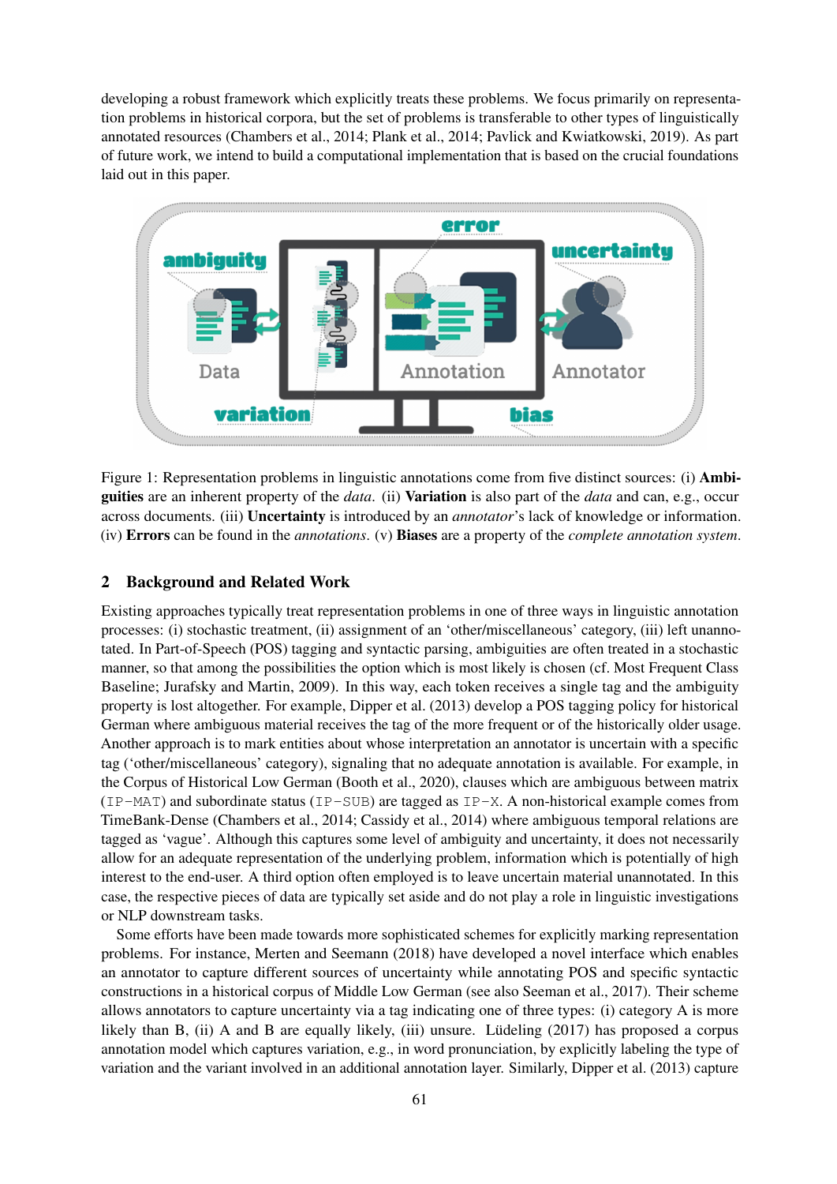developing a robust framework which explicitly treats these problems. We focus primarily on representation problems in historical corpora, but the set of problems is transferable to other types of linguistically annotated resources (Chambers et al., 2014; Plank et al., 2014; Pavlick and Kwiatkowski, 2019). As part of future work, we intend to build a computational implementation that is based on the crucial foundations laid out in this paper.

Figure 1: Representation problems in linguistic annotations come from five distinct sources: (i) **Ambiguities** are an inherent property of the *data*. (ii) **Variation** is also part of the *data* and can, e.g., occur across documents. (iii) **Uncertainty** is introduced by an *annotator*'s lack of knowledge or information. (iv) **Errors** can be found in the *annotations*. (v) **Biases** are a property of the *complete annotation system*.

## 2 Background and Related Work

Existing approaches typically treat representation problems in one of three ways in linguistic annotation processes: (i) stochastic treatment, (ii) assignment of an 'other/miscellaneous' category, (iii) left unannotated. In Part-of-Speech (POS) tagging and syntactic parsing, ambiguities are often treated in a stochastic manner, so that among the possibilities the option which is most likely is chosen (cf. Most Frequent Class Baseline; Jurafsky and Martin, 2009). In this way, each token receives a single tag and the ambiguity property is lost altogether. For example, Dipper et al. (2013) develop a POS tagging policy for historical German where ambiguous material receives the tag of the more frequent or of the historically older usage. Another approach is to mark entities about whose interpretation an annotator is uncertain with a specific tag ('other/miscellaneous' category), signaling that no adequate annotation is available. For example, in the Corpus of Historical Low German (Booth et al., 2020), clauses which are ambiguous between matrix (`IP-MAT`) and subordinate status (`IP-SUB`) are tagged as `IP-X`. A non-historical example comes from TimeBank-Dense (Chambers et al., 2014; Cassidy et al., 2014) where ambiguous temporal relations are tagged as 'vague'. Although this captures some level of ambiguity and uncertainty, it does not necessarily allow for an adequate representation of the underlying problem, information which is potentially of high interest to the end-user. A third option often employed is to leave uncertain material unannotated. In this case, the respective pieces of data are typically set aside and do not play a role in linguistic investigations or NLP downstream tasks.

Some efforts have been made towards more sophisticated schemes for explicitly marking representation problems. For instance, Merten and Seemann (2018) have developed a novel interface which enables an annotator to capture different sources of uncertainty while annotating POS and specific syntactic constructions in a historical corpus of Middle Low German (see also Seeman et al., 2017). Their scheme allows annotators to capture uncertainty via a tag indicating one of three types: (i) category A is more likely than B, (ii) A and B are equally likely, (iii) unsure. Lüdeling (2017) has proposed a corpus annotation model which captures variation, e.g., in word pronunciation, by explicitly labeling the type of variation and the variant involved in an additional annotation layer. Similarly, Dipper et al. (2013) capture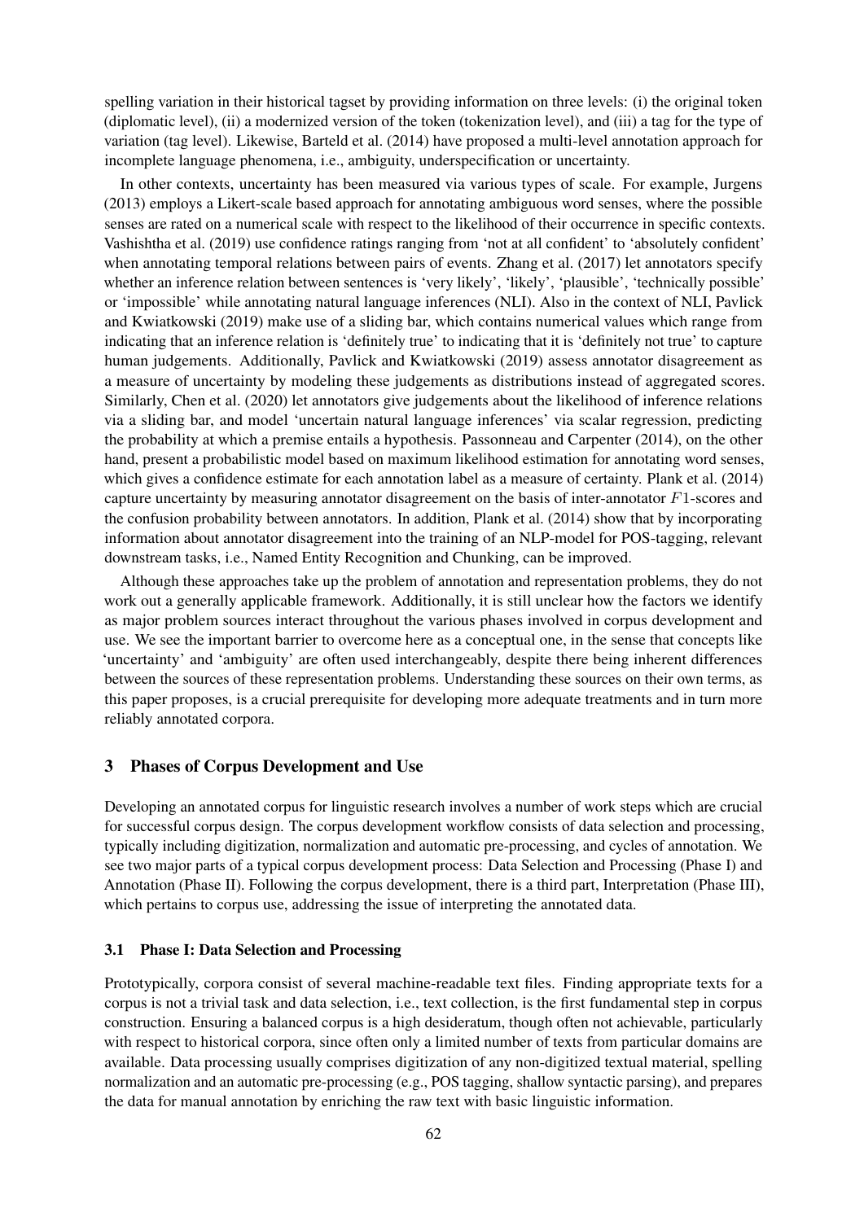spelling variation in their historical tagset by providing information on three levels: (i) the original token (diplomatic level), (ii) a modernized version of the token (tokenization level), and (iii) a tag for the type of variation (tag level). Likewise, Barteld et al. (2014) have proposed a multi-level annotation approach for incomplete language phenomena, i.e., ambiguity, underspecification or uncertainty.

In other contexts, uncertainty has been measured via various types of scale. For example, Jurgens (2013) employs a Likert-scale based approach for annotating ambiguous word senses, where the possible senses are rated on a numerical scale with respect to the likelihood of their occurrence in specific contexts. Vashishtha et al. (2019) use confidence ratings ranging from 'not at all confident' to 'absolutely confident' when annotating temporal relations between pairs of events. Zhang et al. (2017) let annotators specify whether an inference relation between sentences is 'very likely', 'likely', 'plausible', 'technically possible' or 'impossible' while annotating natural language inferences (NLI). Also in the context of NLI, Pavlick and Kwiatkowski (2019) make use of a sliding bar, which contains numerical values which range from indicating that an inference relation is 'definitely true' to indicating that it is 'definitely not true' to capture human judgements. Additionally, Pavlick and Kwiatkowski (2019) assess annotator disagreement as a measure of uncertainty by modeling these judgements as distributions instead of aggregated scores. Similarly, Chen et al. (2020) let annotators give judgements about the likelihood of inference relations via a sliding bar, and model 'uncertain natural language inferences' via scalar regression, predicting the probability at which a premise entails a hypothesis. Passonneau and Carpenter (2014), on the other hand, present a probabilistic model based on maximum likelihood estimation for annotating word senses, which gives a confidence estimate for each annotation label as a measure of certainty. Plank et al. (2014) capture uncertainty by measuring annotator disagreement on the basis of inter-annotator $F1$-scores and the confusion probability between annotators. In addition, Plank et al. (2014) show that by incorporating information about annotator disagreement into the training of an NLP-model for POS-tagging, relevant downstream tasks, i.e., Named Entity Recognition and Chunking, can be improved.

Although these approaches take up the problem of annotation and representation problems, they do not work out a generally applicable framework. Additionally, it is still unclear how the factors we identify as major problem sources interact throughout the various phases involved in corpus development and use. We see the important barrier to overcome here as a conceptual one, in the sense that concepts like 'uncertainty' and 'ambiguity' are often used interchangeably, despite there being inherent differences between the sources of these representation problems. Understanding these sources on their own terms, as this paper proposes, is a crucial prerequisite for developing more adequate treatments and in turn more reliably annotated corpora.

## 3 Phases of Corpus Development and Use

Developing an annotated corpus for linguistic research involves a number of work steps which are crucial for successful corpus design. The corpus development workflow consists of data selection and processing, typically including digitization, normalization and automatic pre-processing, and cycles of annotation. We see two major parts of a typical corpus development process: Data Selection and Processing (Phase I) and Annotation (Phase II). Following the corpus development, there is a third part, Interpretation (Phase III), which pertains to corpus use, addressing the issue of interpreting the annotated data.

### 3.1 Phase I: Data Selection and Processing

Prototypically, corpora consist of several machine-readable text files. Finding appropriate texts for a corpus is not a trivial task and data selection, i.e., text collection, is the first fundamental step in corpus construction. Ensuring a balanced corpus is a high desideratum, though often not achievable, particularly with respect to historical corpora, since often only a limited number of texts from particular domains are available. Data processing usually comprises digitization of any non-digitized textual material, spelling normalization and an automatic pre-processing (e.g., POS tagging, shallow syntactic parsing), and prepares the data for manual annotation by enriching the raw text with basic linguistic information.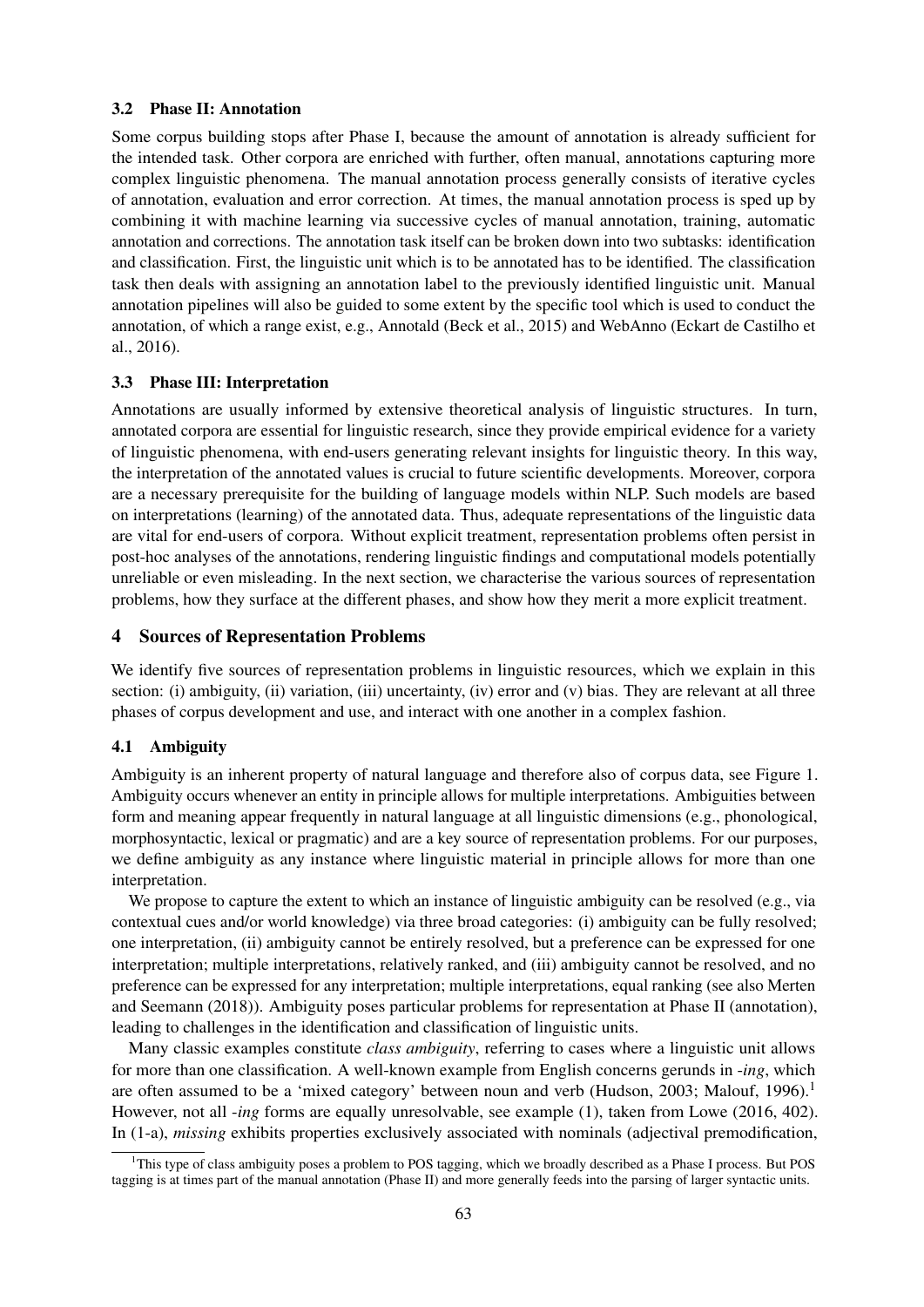### 3.2 Phase II: Annotation

Some corpus building stops after Phase I, because the amount of annotation is already sufficient for the intended task. Other corpora are enriched with further, often manual, annotations capturing more complex linguistic phenomena. The manual annotation process generally consists of iterative cycles of annotation, evaluation and error correction. At times, the manual annotation process is sped up by combining it with machine learning via successive cycles of manual annotation, training, automatic annotation and corrections. The annotation task itself can be broken down into two subtasks: identification and classification. First, the linguistic unit which is to be annotated has to be identified. The classification task then deals with assigning an annotation label to the previously identified linguistic unit. Manual annotation pipelines will also be guided to some extent by the specific tool which is used to conduct the annotation, of which a range exist, e.g., Annotald (Beck et al., 2015) and WebAnno (Eckart de Castilho et al., 2016).

### 3.3 Phase III: Interpretation

Annotations are usually informed by extensive theoretical analysis of linguistic structures. In turn, annotated corpora are essential for linguistic research, since they provide empirical evidence for a variety of linguistic phenomena, with end-users generating relevant insights for linguistic theory. In this way, the interpretation of the annotated values is crucial to future scientific developments. Moreover, corpora are a necessary prerequisite for the building of language models within NLP. Such models are based on interpretations (learning) of the annotated data. Thus, adequate representations of the linguistic data are vital for end-users of corpora. Without explicit treatment, representation problems often persist in post-hoc analyses of the annotations, rendering linguistic findings and computational models potentially unreliable or even misleading. In the next section, we characterise the various sources of representation problems, how they surface at the different phases, and show how they merit a more explicit treatment.

## 4 Sources of Representation Problems

We identify five sources of representation problems in linguistic resources, which we explain in this section: (i) ambiguity, (ii) variation, (iii) uncertainty, (iv) error and (v) bias. They are relevant at all three phases of corpus development and use, and interact with one another in a complex fashion.

### 4.1 Ambiguity

Ambiguity is an inherent property of natural language and therefore also of corpus data, see Figure 1. Ambiguity occurs whenever an entity in principle allows for multiple interpretations. Ambiguities between form and meaning appear frequently in natural language at all linguistic dimensions (e.g., phonological, morphosyntactic, lexical or pragmatic) and are a key source of representation problems. For our purposes, we define ambiguity as any instance where linguistic material in principle allows for more than one interpretation.

We propose to capture the extent to which an instance of linguistic ambiguity can be resolved (e.g., via contextual cues and/or world knowledge) via three broad categories: (i) ambiguity can be fully resolved; one interpretation, (ii) ambiguity cannot be entirely resolved, but a preference can be expressed for one interpretation; multiple interpretations, relatively ranked, and (iii) ambiguity cannot be resolved, and no preference can be expressed for any interpretation; multiple interpretations, equal ranking (see also Merten and Seemann (2018)). Ambiguity poses particular problems for representation at Phase II (annotation), leading to challenges in the identification and classification of linguistic units.

Many classic examples constitute *class ambiguity*, referring to cases where a linguistic unit allows for more than one classification. A well-known example from English concerns gerunds in *-ing*, which are often assumed to be a 'mixed category' between noun and verb (Hudson, 2003; Malouf, 1996).[1] However, not all *-ing* forms are equally unresolvable, see example (1), taken from Lowe (2016, 402). In (1-a), *missing* exhibits properties exclusively associated with nominals (adjectival premodification,

[1] This type of class ambiguity poses a problem to POS tagging, which we broadly described as a Phase I process. But POS tagging is at times part of the manual annotation (Phase II) and more generally feeds into the parsing of larger syntactic units.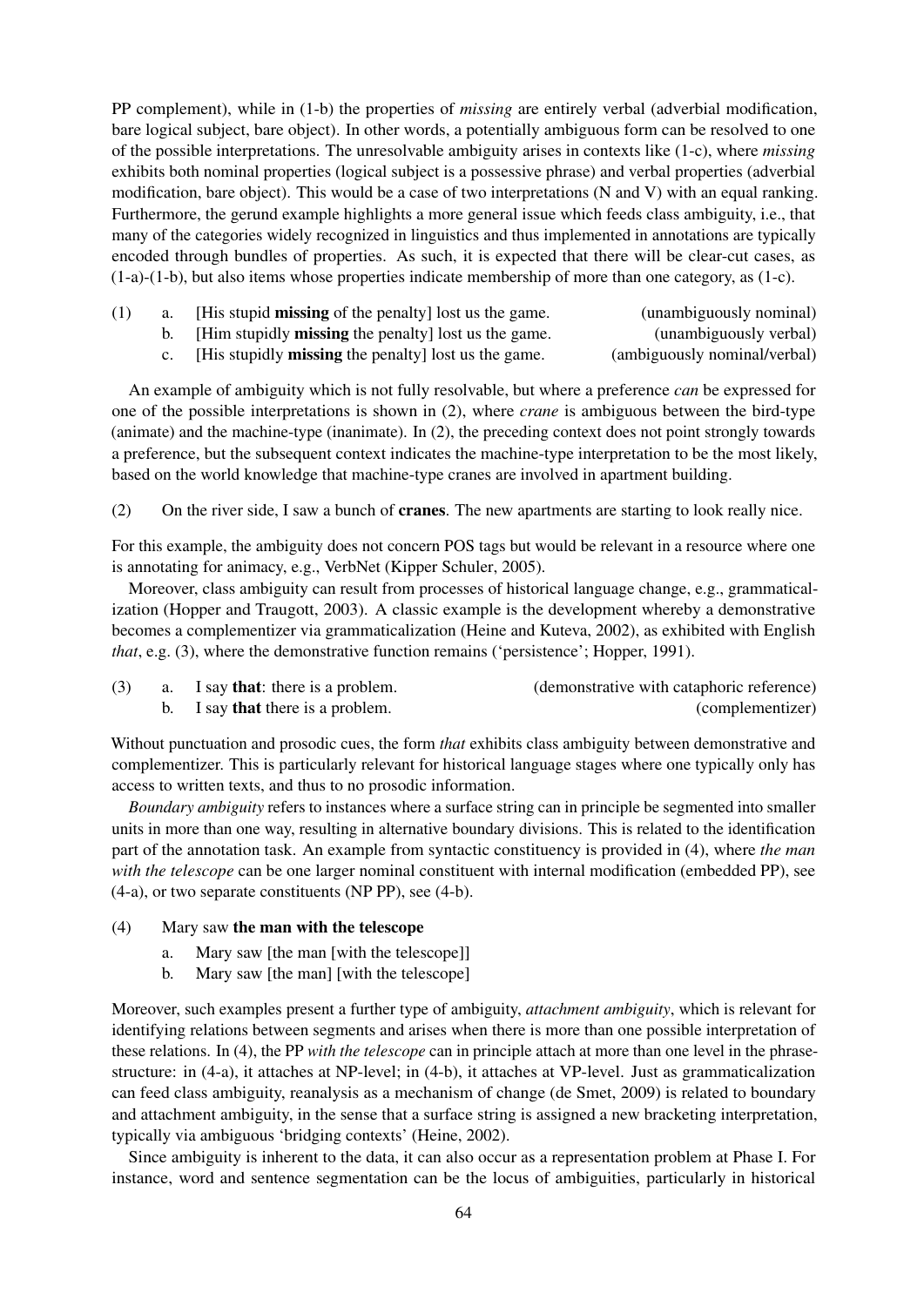PP complement), while in (1-b) the properties of *missing* are entirely verbal (adverbial modification, bare logical subject, bare object). In other words, a potentially ambiguous form can be resolved to one of the possible interpretations. The unresolvable ambiguity arises in contexts like (1-c), where *missing* exhibits both nominal properties (logical subject is a possessive phrase) and verbal properties (adverbial modification, bare object). This would be a case of two interpretations (N and V) with an equal ranking. Furthermore, the gerund example highlights a more general issue which feeds class ambiguity, i.e., that many of the categories widely recognized in linguistics and thus implemented in annotations are typically encoded through bundles of properties. As such, it is expected that there will be clear-cut cases, as (1-a)-(1-b), but also items whose properties indicate membership of more than one category, as (1-c).

(1) a. [His stupid **missing** of the penalty] lost us the game. (unambiguously nominal)
    b. [Him stupidly **missing** the penalty] lost us the game. (unambiguously verbal)
    c. [His stupidly **missing** the penalty] lost us the game. (ambiguously nominal/verbal)

An example of ambiguity which is not fully resolvable, but where a preference *can* be expressed for one of the possible interpretations is shown in (2), where *crane* is ambiguous between the bird-type (animate) and the machine-type (inanimate). In (2), the preceding context does not point strongly towards a preference, but the subsequent context indicates the machine-type interpretation to be the most likely, based on the world knowledge that machine-type cranes are involved in apartment building.

(2) On the river side, I saw a bunch of **cranes**. The new apartments are starting to look really nice.

For this example, the ambiguity does not concern POS tags but would be relevant in a resource where one is annotating for animacy, e.g., VerbNet (Kipper Schuler, 2005).

Moreover, class ambiguity can result from processes of historical language change, e.g., grammaticalization (Hopper and Traugott, 2003). A classic example is the development whereby a demonstrative becomes a complementizer via grammaticalization (Heine and Kuteva, 2002), as exhibited with English *that*, e.g. (3), where the demonstrative function remains ('persistence'; Hopper, 1991).

(3) a. I say **that**: there is a problem. (demonstrative with cataphoric reference)
    b. I say **that** there is a problem. (complementizer)

Without punctuation and prosodic cues, the form *that* exhibits class ambiguity between demonstrative and complementizer. This is particularly relevant for historical language stages where one typically only has access to written texts, and thus to no prosodic information.

*Boundary ambiguity* refers to instances where a surface string can in principle be segmented into smaller units in more than one way, resulting in alternative boundary divisions. This is related to the identification part of the annotation task. An example from syntactic constituency is provided in (4), where *the man with the telescope* can be one larger nominal constituent with internal modification (embedded PP), see (4-a), or two separate constituents (NP PP), see (4-b).

(4) Mary saw **the man with the telescope**
    a. Mary saw [the man [with the telescope]]
    b. Mary saw [the man] [with the telescope]

Moreover, such examples present a further type of ambiguity, *attachment ambiguity*, which is relevant for identifying relations between segments and arises when there is more than one possible interpretation of these relations. In (4), the PP *with the telescope* can in principle attach at more than one level in the phrase-structure: in (4-a), it attaches at NP-level; in (4-b), it attaches at VP-level. Just as grammaticalization can feed class ambiguity, reanalysis as a mechanism of change (de Smet, 2009) is related to boundary and attachment ambiguity, in the sense that a surface string is assigned a new bracketing interpretation, typically via ambiguous 'bridging contexts' (Heine, 2002).

Since ambiguity is inherent to the data, it can also occur as a representation problem at Phase I. For instance, word and sentence segmentation can be the locus of ambiguities, particularly in historical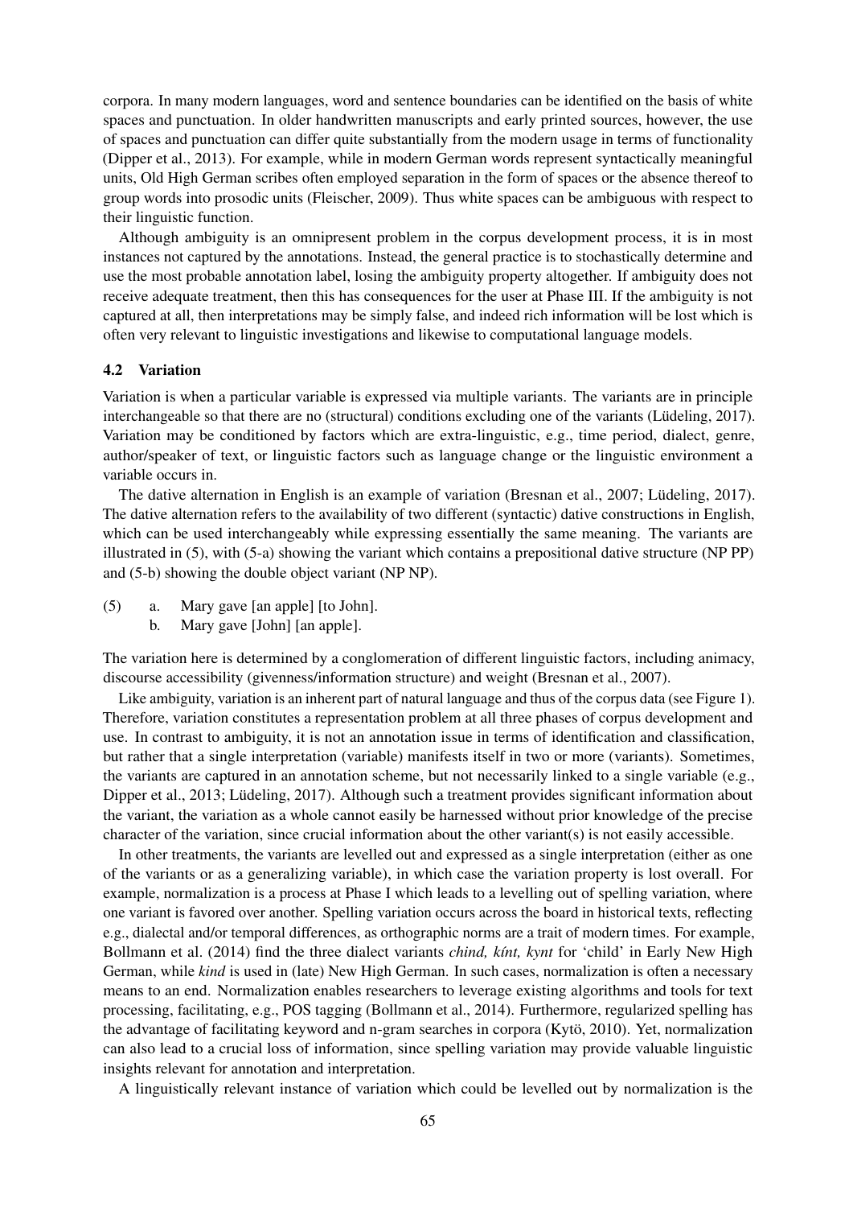corpora. In many modern languages, word and sentence boundaries can be identified on the basis of white spaces and punctuation. In older handwritten manuscripts and early printed sources, however, the use of spaces and punctuation can differ quite substantially from the modern usage in terms of functionality (Dipper et al., 2013). For example, while in modern German words represent syntactically meaningful units, Old High German scribes often employed separation in the form of spaces or the absence thereof to group words into prosodic units (Fleischer, 2009). Thus white spaces can be ambiguous with respect to their linguistic function.

Although ambiguity is an omnipresent problem in the corpus development process, it is in most instances not captured by the annotations. Instead, the general practice is to stochastically determine and use the most probable annotation label, losing the ambiguity property altogether. If ambiguity does not receive adequate treatment, then this has consequences for the user at Phase III. If the ambiguity is not captured at all, then interpretations may be simply false, and indeed rich information will be lost which is often very relevant to linguistic investigations and likewise to computational language models.

### 4.2 Variation

Variation is when a particular variable is expressed via multiple variants. The variants are in principle interchangeable so that there are no (structural) conditions excluding one of the variants (Lüdeling, 2017). Variation may be conditioned by factors which are extra-linguistic, e.g., time period, dialect, genre, author/speaker of text, or linguistic factors such as language change or the linguistic environment a variable occurs in.

The dative alternation in English is an example of variation (Bresnan et al., 2007; Lüdeling, 2017). The dative alternation refers to the availability of two different (syntactic) dative constructions in English, which can be used interchangeably while expressing essentially the same meaning. The variants are illustrated in (5), with (5-a) showing the variant which contains a prepositional dative structure (NP PP) and (5-b) showing the double object variant (NP NP).

(5) a. Mary gave [an apple] [to John].
    b. Mary gave [John] [an apple].

The variation here is determined by a conglomeration of different linguistic factors, including animacy, discourse accessibility (givenness/information structure) and weight (Bresnan et al., 2007).

Like ambiguity, variation is an inherent part of natural language and thus of the corpus data (see Figure 1). Therefore, variation constitutes a representation problem at all three phases of corpus development and use. In contrast to ambiguity, it is not an annotation issue in terms of identification and classification, but rather that a single interpretation (variable) manifests itself in two or more (variants). Sometimes, the variants are captured in an annotation scheme, but not necessarily linked to a single variable (e.g., Dipper et al., 2013; Lüdeling, 2017). Although such a treatment provides significant information about the variant, the variation as a whole cannot easily be harnessed without prior knowledge of the precise character of the variation, since crucial information about the other variant(s) is not easily accessible.

In other treatments, the variants are levelled out and expressed as a single interpretation (either as one of the variants or as a generalizing variable), in which case the variation property is lost overall. For example, normalization is a process at Phase I which leads to a levelling out of spelling variation, where one variant is favored over another. Spelling variation occurs across the board in historical texts, reflecting e.g., dialectal and/or temporal differences, as orthographic norms are a trait of modern times. For example, Bollmann et al. (2014) find the three dialect variants *chind, kínt, kynt* for 'child' in Early New High German, while *kind* is used in (late) New High German. In such cases, normalization is often a necessary means to an end. Normalization enables researchers to leverage existing algorithms and tools for text processing, facilitating, e.g., POS tagging (Bollmann et al., 2014). Furthermore, regularized spelling has the advantage of facilitating keyword and n-gram searches in corpora (Kytö, 2010). Yet, normalization can also lead to a crucial loss of information, since spelling variation may provide valuable linguistic insights relevant for annotation and interpretation.

A linguistically relevant instance of variation which could be levelled out by normalization is the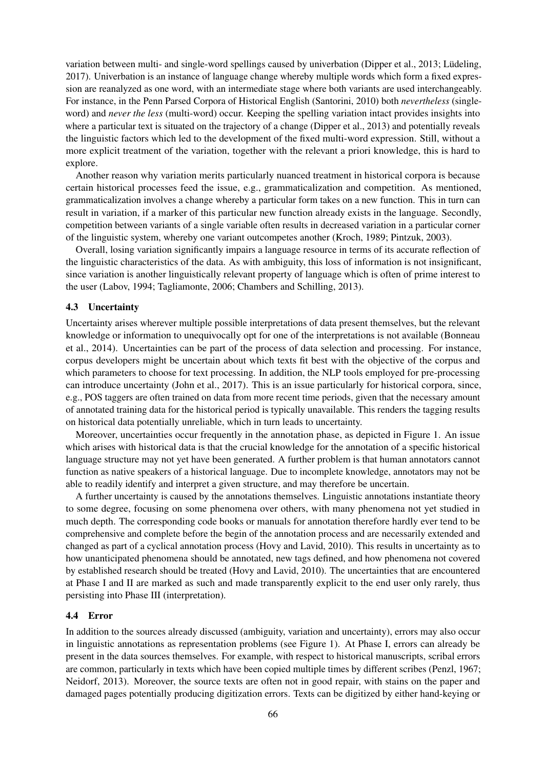variation between multi- and single-word spellings caused by univerbation (Dipper et al., 2013; Lüdeling, 2017). Univerbation is an instance of language change whereby multiple words which form a fixed expression are reanalyzed as one word, with an intermediate stage where both variants are used interchangeably. For instance, in the Penn Parsed Corpora of Historical English (Santorini, 2010) both *nevertheless* (single-word) and *never the less* (multi-word) occur. Keeping the spelling variation intact provides insights into where a particular text is situated on the trajectory of a change (Dipper et al., 2013) and potentially reveals the linguistic factors which led to the development of the fixed multi-word expression. Still, without a more explicit treatment of the variation, together with the relevant a priori knowledge, this is hard to explore.

Another reason why variation merits particularly nuanced treatment in historical corpora is because certain historical processes feed the issue, e.g., grammaticalization and competition. As mentioned, grammaticalization involves a change whereby a particular form takes on a new function. This in turn can result in variation, if a marker of this particular new function already exists in the language. Secondly, competition between variants of a single variable often results in decreased variation in a particular corner of the linguistic system, whereby one variant outcompetes another (Kroch, 1989; Pintzuk, 2003).

Overall, losing variation significantly impairs a language resource in terms of its accurate reflection of the linguistic characteristics of the data. As with ambiguity, this loss of information is not insignificant, since variation is another linguistically relevant property of language which is often of prime interest to the user (Labov, 1994; Tagliamonte, 2006; Chambers and Schilling, 2013).

### 4.3 Uncertainty

Uncertainty arises wherever multiple possible interpretations of data present themselves, but the relevant knowledge or information to unequivocally opt for one of the interpretations is not available (Bonneau et al., 2014). Uncertainties can be part of the process of data selection and processing. For instance, corpus developers might be uncertain about which texts fit best with the objective of the corpus and which parameters to choose for text processing. In addition, the NLP tools employed for pre-processing can introduce uncertainty (John et al., 2017). This is an issue particularly for historical corpora, since, e.g., POS taggers are often trained on data from more recent time periods, given that the necessary amount of annotated training data for the historical period is typically unavailable. This renders the tagging results on historical data potentially unreliable, which in turn leads to uncertainty.

Moreover, uncertainties occur frequently in the annotation phase, as depicted in Figure 1. An issue which arises with historical data is that the crucial knowledge for the annotation of a specific historical language structure may not yet have been generated. A further problem is that human annotators cannot function as native speakers of a historical language. Due to incomplete knowledge, annotators may not be able to readily identify and interpret a given structure, and may therefore be uncertain.

A further uncertainty is caused by the annotations themselves. Linguistic annotations instantiate theory to some degree, focusing on some phenomena over others, with many phenomena not yet studied in much depth. The corresponding code books or manuals for annotation therefore hardly ever tend to be comprehensive and complete before the begin of the annotation process and are necessarily extended and changed as part of a cyclical annotation process (Hovy and Lavid, 2010). This results in uncertainty as to how unanticipated phenomena should be annotated, new tags defined, and how phenomena not covered by established research should be treated (Hovy and Lavid, 2010). The uncertainties that are encountered at Phase I and II are marked as such and made transparently explicit to the end user only rarely, thus persisting into Phase III (interpretation).

### 4.4 Error

In addition to the sources already discussed (ambiguity, variation and uncertainty), errors may also occur in linguistic annotations as representation problems (see Figure 1). At Phase I, errors can already be present in the data sources themselves. For example, with respect to historical manuscripts, scribal errors are common, particularly in texts which have been copied multiple times by different scribes (Penzl, 1967; Neidorf, 2013). Moreover, the source texts are often not in good repair, with stains on the paper and damaged pages potentially producing digitization errors. Texts can be digitized by either hand-keying or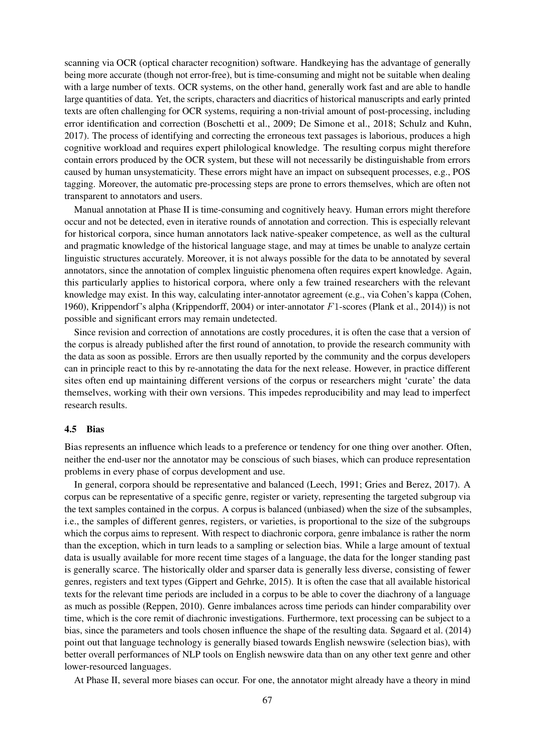scanning via OCR (optical character recognition) software. Handkeying has the advantage of generally being more accurate (though not error-free), but is time-consuming and might not be suitable when dealing with a large number of texts. OCR systems, on the other hand, generally work fast and are able to handle large quantities of data. Yet, the scripts, characters and diacritics of historical manuscripts and early printed texts are often challenging for OCR systems, requiring a non-trivial amount of post-processing, including error identification and correction (Boschetti et al., 2009; De Simone et al., 2018; Schulz and Kuhn, 2017). The process of identifying and correcting the erroneous text passages is laborious, produces a high cognitive workload and requires expert philological knowledge. The resulting corpus might therefore contain errors produced by the OCR system, but these will not necessarily be distinguishable from errors caused by human unsystematicity. These errors might have an impact on subsequent processes, e.g., POS tagging. Moreover, the automatic pre-processing steps are prone to errors themselves, which are often not transparent to annotators and users.

Manual annotation at Phase II is time-consuming and cognitively heavy. Human errors might therefore occur and not be detected, even in iterative rounds of annotation and correction. This is especially relevant for historical corpora, since human annotators lack native-speaker competence, as well as the cultural and pragmatic knowledge of the historical language stage, and may at times be unable to analyze certain linguistic structures accurately. Moreover, it is not always possible for the data to be annotated by several annotators, since the annotation of complex linguistic phenomena often requires expert knowledge. Again, this particularly applies to historical corpora, where only a few trained researchers with the relevant knowledge may exist. In this way, calculating inter-annotator agreement (e.g., via Cohen's kappa (Cohen, 1960), Krippendorf's alpha (Krippendorff, 2004) or inter-annotator $F1$-scores (Plank et al., 2014)) is not possible and significant errors may remain undetected.

Since revision and correction of annotations are costly procedures, it is often the case that a version of the corpus is already published after the first round of annotation, to provide the research community with the data as soon as possible. Errors are then usually reported by the community and the corpus developers can in principle react to this by re-annotating the data for the next release. However, in practice different sites often end up maintaining different versions of the corpus or researchers might 'curate' the data themselves, working with their own versions. This impedes reproducibility and may lead to imperfect research results.

### 4.5 Bias

Bias represents an influence which leads to a preference or tendency for one thing over another. Often, neither the end-user nor the annotator may be conscious of such biases, which can produce representation problems in every phase of corpus development and use.

In general, corpora should be representative and balanced (Leech, 1991; Gries and Berez, 2017). A corpus can be representative of a specific genre, register or variety, representing the targeted subgroup via the text samples contained in the corpus. A corpus is balanced (unbiased) when the size of the subsamples, i.e., the samples of different genres, registers, or varieties, is proportional to the size of the subgroups which the corpus aims to represent. With respect to diachronic corpora, genre imbalance is rather the norm than the exception, which in turn leads to a sampling or selection bias. While a large amount of textual data is usually available for more recent time stages of a language, the data for the longer standing past is generally scarce. The historically older and sparser data is generally less diverse, consisting of fewer genres, registers and text types (Gippert and Gehrke, 2015). It is often the case that all available historical texts for the relevant time periods are included in a corpus to be able to cover the diachrony of a language as much as possible (Reppen, 2010). Genre imbalances across time periods can hinder comparability over time, which is the core remit of diachronic investigations. Furthermore, text processing can be subject to a bias, since the parameters and tools chosen influence the shape of the resulting data. Søgaard et al. (2014) point out that language technology is generally biased towards English newswire (selection bias), with better overall performances of NLP tools on English newswire data than on any other text genre and other lower-resourced languages.

At Phase II, several more biases can occur. For one, the annotator might already have a theory in mind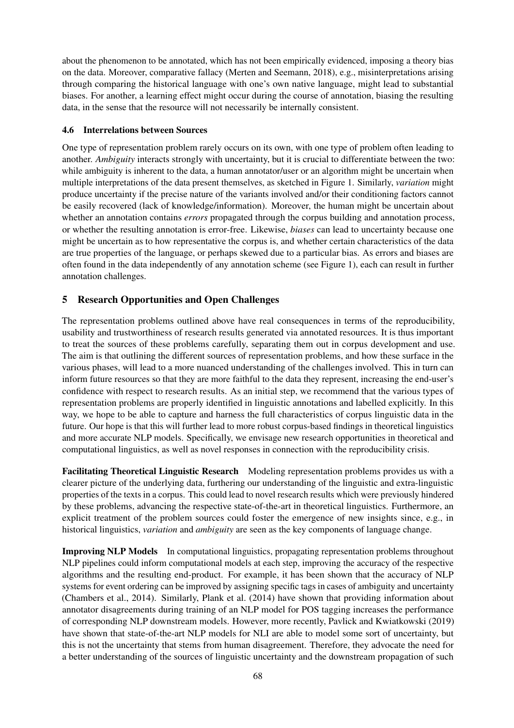about the phenomenon to be annotated, which has not been empirically evidenced, imposing a theory bias on the data. Moreover, comparative fallacy (Merten and Seemann, 2018), e.g., misinterpretations arising through comparing the historical language with one's own native language, might lead to substantial biases. For another, a learning effect might occur during the course of annotation, biasing the resulting data, in the sense that the resource will not necessarily be internally consistent.

### 4.6 Interrelations between Sources

One type of representation problem rarely occurs on its own, with one type of problem often leading to another. *Ambiguity* interacts strongly with uncertainty, but it is crucial to differentiate between the two: while ambiguity is inherent to the data, a human annotator/user or an algorithm might be uncertain when multiple interpretations of the data present themselves, as sketched in Figure 1. Similarly, *variation* might produce uncertainty if the precise nature of the variants involved and/or their conditioning factors cannot be easily recovered (lack of knowledge/information). Moreover, the human might be uncertain about whether an annotation contains *errors* propagated through the corpus building and annotation process, or whether the resulting annotation is error-free. Likewise, *biases* can lead to uncertainty because one might be uncertain as to how representative the corpus is, and whether certain characteristics of the data are true properties of the language, or perhaps skewed due to a particular bias. As errors and biases are often found in the data independently of any annotation scheme (see Figure 1), each can result in further annotation challenges.

## 5 Research Opportunities and Open Challenges

The representation problems outlined above have real consequences in terms of the reproducibility, usability and trustworthiness of research results generated via annotated resources. It is thus important to treat the sources of these problems carefully, separating them out in corpus development and use. The aim is that outlining the different sources of representation problems, and how these surface in the various phases, will lead to a more nuanced understanding of the challenges involved. This in turn can inform future resources so that they are more faithful to the data they represent, increasing the end-user's confidence with respect to research results. As an initial step, we recommend that the various types of representation problems are properly identified in linguistic annotations and labelled explicitly. In this way, we hope to be able to capture and harness the full characteristics of corpus linguistic data in the future. Our hope is that this will further lead to more robust corpus-based findings in theoretical linguistics and more accurate NLP models. Specifically, we envisage new research opportunities in theoretical and computational linguistics, as well as novel responses in connection with the reproducibility crisis.

**Facilitating Theoretical Linguistic Research** Modeling representation problems provides us with a clearer picture of the underlying data, furthering our understanding of the linguistic and extra-linguistic properties of the texts in a corpus. This could lead to novel research results which were previously hindered by these problems, advancing the respective state-of-the-art in theoretical linguistics. Furthermore, an explicit treatment of the problem sources could foster the emergence of new insights since, e.g., in historical linguistics, *variation* and *ambiguity* are seen as the key components of language change.

**Improving NLP Models** In computational linguistics, propagating representation problems throughout NLP pipelines could inform computational models at each step, improving the accuracy of the respective algorithms and the resulting end-product. For example, it has been shown that the accuracy of NLP systems for event ordering can be improved by assigning specific tags in cases of ambiguity and uncertainty (Chambers et al., 2014). Similarly, Plank et al. (2014) have shown that providing information about annotator disagreements during training of an NLP model for POS tagging increases the performance of corresponding NLP downstream models. However, more recently, Pavlick and Kwiatkowski (2019) have shown that state-of-the-art NLP models for NLI are able to model some sort of uncertainty, but this is not the uncertainty that stems from human disagreement. Therefore, they advocate the need for a better understanding of the sources of linguistic uncertainty and the downstream propagation of such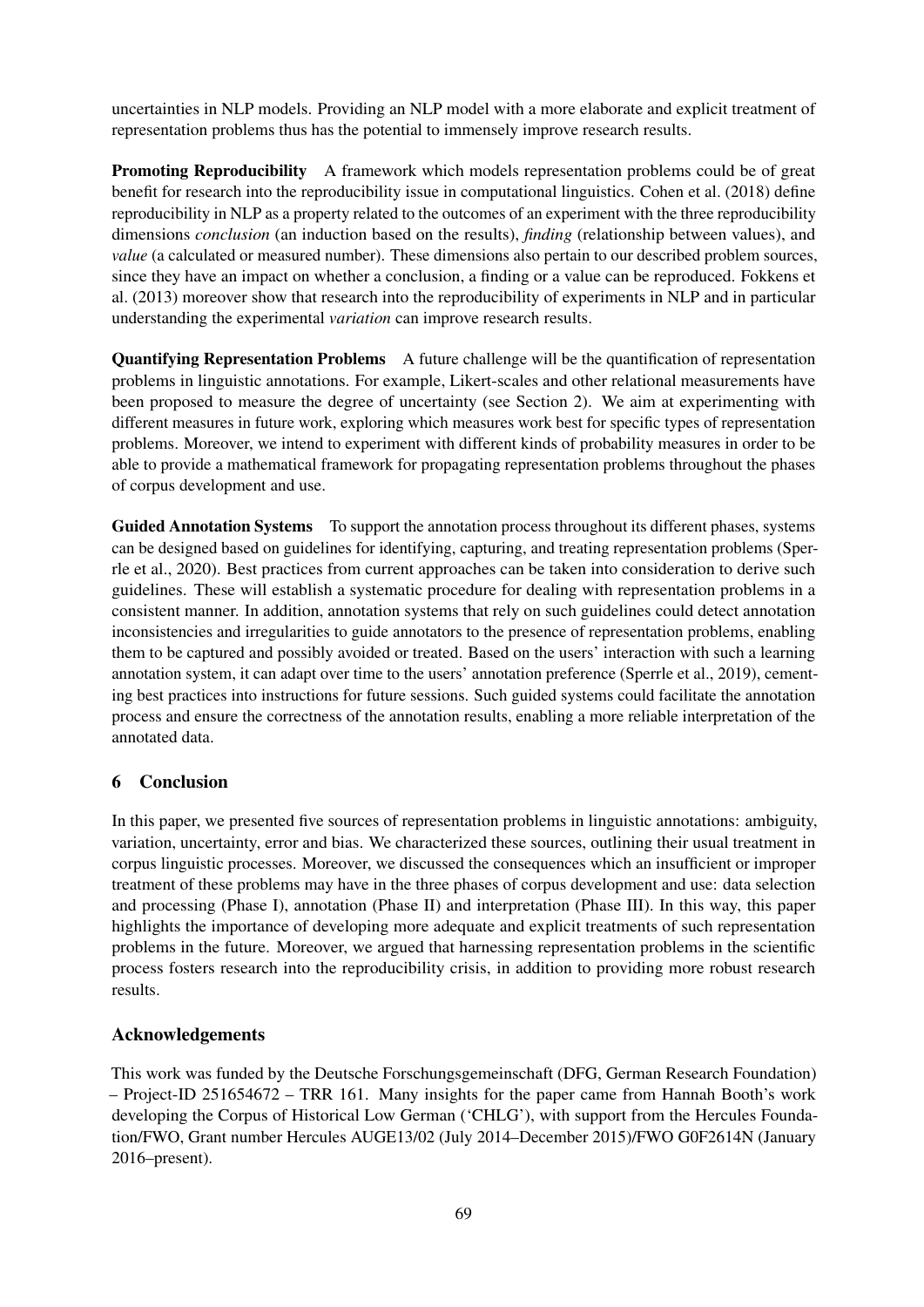uncertainties in NLP models. Providing an NLP model with a more elaborate and explicit treatment of representation problems thus has the potential to immensely improve research results.

**Promoting Reproducibility** A framework which models representation problems could be of great benefit for research into the reproducibility issue in computational linguistics. Cohen et al. (2018) define reproducibility in NLP as a property related to the outcomes of an experiment with the three reproducibility dimensions *conclusion* (an induction based on the results), *finding* (relationship between values), and *value* (a calculated or measured number). These dimensions also pertain to our described problem sources, since they have an impact on whether a conclusion, a finding or a value can be reproduced. Fokkens et al. (2013) moreover show that research into the reproducibility of experiments in NLP and in particular understanding the experimental *variation* can improve research results.

**Quantifying Representation Problems** A future challenge will be the quantification of representation problems in linguistic annotations. For example, Likert-scales and other relational measurements have been proposed to measure the degree of uncertainty (see Section 2). We aim at experimenting with different measures in future work, exploring which measures work best for specific types of representation problems. Moreover, we intend to experiment with different kinds of probability measures in order to be able to provide a mathematical framework for propagating representation problems throughout the phases of corpus development and use.

**Guided Annotation Systems** To support the annotation process throughout its different phases, systems can be designed based on guidelines for identifying, capturing, and treating representation problems (Sperrle et al., 2020). Best practices from current approaches can be taken into consideration to derive such guidelines. These will establish a systematic procedure for dealing with representation problems in a consistent manner. In addition, annotation systems that rely on such guidelines could detect annotation inconsistencies and irregularities to guide annotators to the presence of representation problems, enabling them to be captured and possibly avoided or treated. Based on the users' interaction with such a learning annotation system, it can adapt over time to the users' annotation preference (Sperrle et al., 2019), cementing best practices into instructions for future sessions. Such guided systems could facilitate the annotation process and ensure the correctness of the annotation results, enabling a more reliable interpretation of the annotated data.

## 6 Conclusion

In this paper, we presented five sources of representation problems in linguistic annotations: ambiguity, variation, uncertainty, error and bias. We characterized these sources, outlining their usual treatment in corpus linguistic processes. Moreover, we discussed the consequences which an insufficient or improper treatment of these problems may have in the three phases of corpus development and use: data selection and processing (Phase I), annotation (Phase II) and interpretation (Phase III). In this way, this paper highlights the importance of developing more adequate and explicit treatments of such representation problems in the future. Moreover, we argued that harnessing representation problems in the scientific process fosters research into the reproducibility crisis, in addition to providing more robust research results.

## Acknowledgements

This work was funded by the Deutsche Forschungsgemeinschaft (DFG, German Research Foundation) – Project-ID 251654672 – TRR 161. Many insights for the paper came from Hannah Booth's work developing the Corpus of Historical Low German ('CHLG'), with support from the Hercules Foundation/FWO, Grant number Hercules AUGE13/02 (July 2014–December 2015)/FWO G0F2614N (January 2016–present).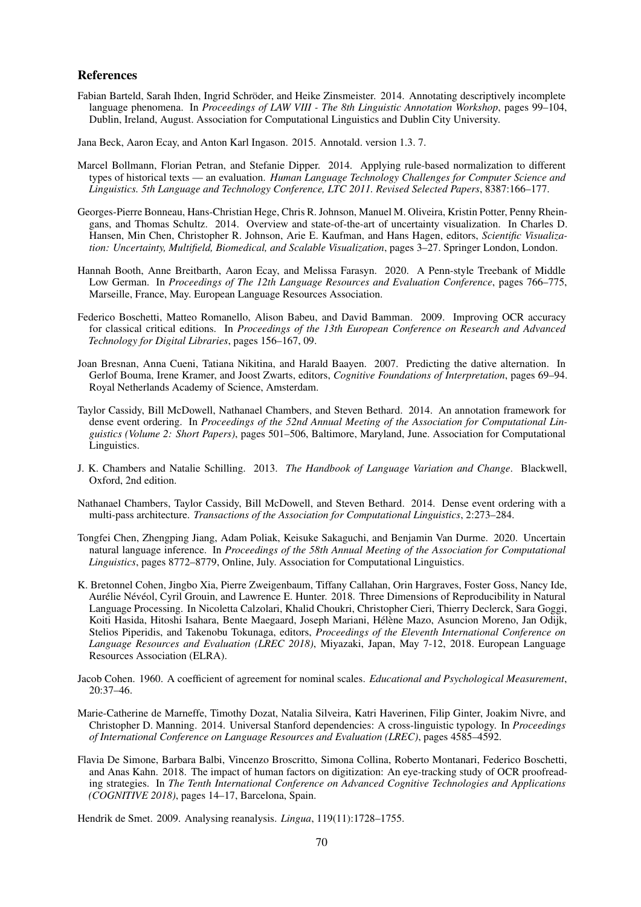## References

Fabian Barteld, Sarah Ihden, Ingrid Schröder, and Heike Zinsmeister. 2014. Annotating descriptively incomplete language phenomena. In *Proceedings of LAW VIII - The 8th Linguistic Annotation Workshop*, pages 99–104, Dublin, Ireland, August. Association for Computational Linguistics and Dublin City University.

Jana Beck, Aaron Ecay, and Anton Karl Ingason. 2015. Annotald. version 1.3. 7.

Marcel Bollmann, Florian Petran, and Stefanie Dipper. 2014. Applying rule-based normalization to different types of historical texts — an evaluation. *Human Language Technology Challenges for Computer Science and Linguistics. 5th Language and Technology Conference, LTC 2011. Revised Selected Papers*, 8387:166–177.

Georges-Pierre Bonneau, Hans-Christian Hege, Chris R. Johnson, Manuel M. Oliveira, Kristin Potter, Penny Rheingans, and Thomas Schultz. 2014. Overview and state-of-the-art of uncertainty visualization. In Charles D. Hansen, Min Chen, Christopher R. Johnson, Arie E. Kaufman, and Hans Hagen, editors, *Scientific Visualization: Uncertainty, Multifield, Biomedical, and Scalable Visualization*, pages 3–27. Springer London, London.

Hannah Booth, Anne Breitbarth, Aaron Ecay, and Melissa Farasyn. 2020. A Penn-style Treebank of Middle Low German. In *Proceedings of The 12th Language Resources and Evaluation Conference*, pages 766–775, Marseille, France, May. European Language Resources Association.

Federico Boschetti, Matteo Romanello, Alison Babeu, and David Bamman. 2009. Improving OCR accuracy for classical critical editions. In *Proceedings of the 13th European Conference on Research and Advanced Technology for Digital Libraries*, pages 156–167, 09.

Joan Bresnan, Anna Cueni, Tatiana Nikitina, and Harald Baayen. 2007. Predicting the dative alternation. In Gerlof Bouma, Irene Kramer, and Joost Zwarts, editors, *Cognitive Foundations of Interpretation*, pages 69–94. Royal Netherlands Academy of Science, Amsterdam.

Taylor Cassidy, Bill McDowell, Nathanael Chambers, and Steven Bethard. 2014. An annotation framework for dense event ordering. In *Proceedings of the 52nd Annual Meeting of the Association for Computational Linguistics (Volume 2: Short Papers)*, pages 501–506, Baltimore, Maryland, June. Association for Computational Linguistics.

J. K. Chambers and Natalie Schilling. 2013. *The Handbook of Language Variation and Change*. Blackwell, Oxford, 2nd edition.

Nathanael Chambers, Taylor Cassidy, Bill McDowell, and Steven Bethard. 2014. Dense event ordering with a multi-pass architecture. *Transactions of the Association for Computational Linguistics*, 2:273–284.

Tongfei Chen, Zhengping Jiang, Adam Poliak, Keisuke Sakaguchi, and Benjamin Van Durme. 2020. Uncertain natural language inference. In *Proceedings of the 58th Annual Meeting of the Association for Computational Linguistics*, pages 8772–8779, Online, July. Association for Computational Linguistics.

K. Bretonnel Cohen, Jingbo Xia, Pierre Zweigenbaum, Tiffany Callahan, Orin Hargraves, Foster Goss, Nancy Ide, Aurélie Névéol, Cyril Grouin, and Lawrence E. Hunter. 2018. Three Dimensions of Reproducibility in Natural Language Processing. In Nicoletta Calzolari, Khalid Choukri, Christopher Cieri, Thierry Declerck, Sara Goggi, Koiti Hasida, Hitoshi Isahara, Bente Maegaard, Joseph Mariani, Hélène Mazo, Asuncion Moreno, Jan Odijk, Stelios Piperidis, and Takenobu Tokunaga, editors, *Proceedings of the Eleventh International Conference on Language Resources and Evaluation (LREC 2018)*, Miyazaki, Japan, May 7-12, 2018. European Language Resources Association (ELRA).

Jacob Cohen. 1960. A coefficient of agreement for nominal scales. *Educational and Psychological Measurement*, 20:37–46.

Marie-Catherine de Marneffe, Timothy Dozat, Natalia Silveira, Katri Haverinen, Filip Ginter, Joakim Nivre, and Christopher D. Manning. 2014. Universal Stanford dependencies: A cross-linguistic typology. In *Proceedings of International Conference on Language Resources and Evaluation (LREC)*, pages 4585–4592.

Flavia De Simone, Barbara Balbi, Vincenzo Broscritto, Simona Collina, Roberto Montanari, Federico Boschetti, and Anas Kahn. 2018. The impact of human factors on digitization: An eye-tracking study of OCR proofreading strategies. In *The Tenth International Conference on Advanced Cognitive Technologies and Applications (COGNITIVE 2018)*, pages 14–17, Barcelona, Spain.

Hendrik de Smet. 2009. Analysing reanalysis. *Lingua*, 119(11):1728–1755.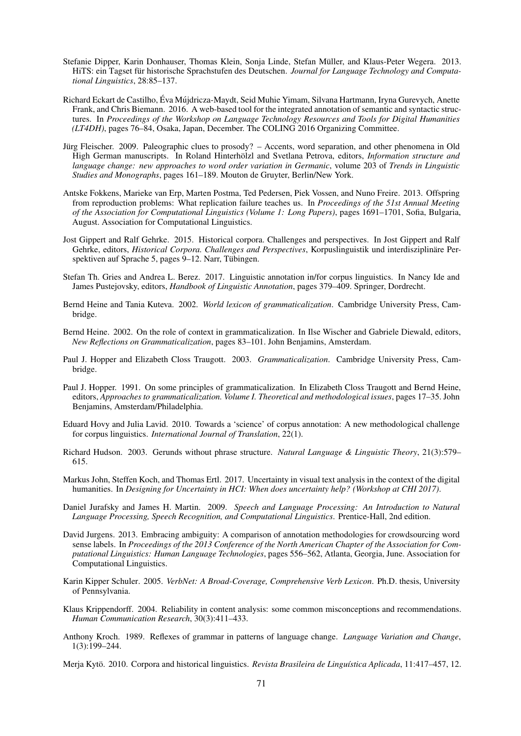Stefanie Dipper, Karin Donhauser, Thomas Klein, Sonja Linde, Stefan Müller, and Klaus-Peter Wegera. 2013. HiTS: ein Tagset für historische Sprachstufen des Deutschen. *Journal for Language Technology and Computational Linguistics*, 28:85–137.

Richard Eckart de Castilho, Éva Mújdricza-Maydt, Seid Muhie Yimam, Silvana Hartmann, Iryna Gurevych, Anette Frank, and Chris Biemann. 2016. A web-based tool for the integrated annotation of semantic and syntactic structures. In *Proceedings of the Workshop on Language Technology Resources and Tools for Digital Humanities (LT4DH)*, pages 76–84, Osaka, Japan, December. The COLING 2016 Organizing Committee.

Jürg Fleischer. 2009. Paleographic clues to prosody? – Accents, word separation, and other phenomena in Old High German manuscripts. In Roland Hinterhölzl and Svetlana Petrova, editors, *Information structure and language change: new approaches to word order variation in Germanic*, volume 203 of *Trends in Linguistic Studies and Monographs*, pages 161–189. Mouton de Gruyter, Berlin/New York.

Antske Fokkens, Marieke van Erp, Marten Postma, Ted Pedersen, Piek Vossen, and Nuno Freire. 2013. Offspring from reproduction problems: What replication failure teaches us. In *Proceedings of the 51st Annual Meeting of the Association for Computational Linguistics (Volume 1: Long Papers)*, pages 1691–1701, Sofia, Bulgaria, August. Association for Computational Linguistics.

Jost Gippert and Ralf Gehrke. 2015. Historical corpora. Challenges and perspectives. In Jost Gippert and Ralf Gehrke, editors, *Historical Corpora. Challenges and Perspectives*, Korpuslinguistik und interdisziplinäre Perspektiven auf Sprache 5, pages 9–12. Narr, Tübingen.

Stefan Th. Gries and Andrea L. Berez. 2017. Linguistic annotation in/for corpus linguistics. In Nancy Ide and James Pustejovsky, editors, *Handbook of Linguistic Annotation*, pages 379–409. Springer, Dordrecht.

Bernd Heine and Tania Kuteva. 2002. *World lexicon of grammaticalization*. Cambridge University Press, Cambridge.

Bernd Heine. 2002. On the role of context in grammaticalization. In Ilse Wischer and Gabriele Diewald, editors, *New Reflections on Grammaticalization*, pages 83–101. John Benjamins, Amsterdam.

Paul J. Hopper and Elizabeth Closs Traugott. 2003. *Grammaticalization*. Cambridge University Press, Cambridge.

Paul J. Hopper. 1991. On some principles of grammaticalization. In Elizabeth Closs Traugott and Bernd Heine, editors, *Approaches to grammaticalization. Volume I. Theoretical and methodological issues*, pages 17–35. John Benjamins, Amsterdam/Philadelphia.

Eduard Hovy and Julia Lavid. 2010. Towards a 'science' of corpus annotation: A new methodological challenge for corpus linguistics. *International Journal of Translation*, 22(1).

Richard Hudson. 2003. Gerunds without phrase structure. *Natural Language & Linguistic Theory*, 21(3):579–615.

Markus John, Steffen Koch, and Thomas Ertl. 2017. Uncertainty in visual text analysis in the context of the digital humanities. In *Designing for Uncertainty in HCI: When does uncertainty help? (Workshop at CHI 2017)*.

Daniel Jurafsky and James H. Martin. 2009. *Speech and Language Processing: An Introduction to Natural Language Processing, Speech Recognition, and Computational Linguistics*. Prentice-Hall, 2nd edition.

David Jurgens. 2013. Embracing ambiguity: A comparison of annotation methodologies for crowdsourcing word sense labels. In *Proceedings of the 2013 Conference of the North American Chapter of the Association for Computational Linguistics: Human Language Technologies*, pages 556–562, Atlanta, Georgia, June. Association for Computational Linguistics.

Karin Kipper Schuler. 2005. *VerbNet: A Broad-Coverage, Comprehensive Verb Lexicon*. Ph.D. thesis, University of Pennsylvania.

Klaus Krippendorff. 2004. Reliability in content analysis: some common misconceptions and recommendations. *Human Communication Research*, 30(3):411–433.

Anthony Kroch. 1989. Reflexes of grammar in patterns of language change. *Language Variation and Change*, 1(3):199–244.

Merja Kytö. 2010. Corpora and historical linguistics. *Revista Brasileira de Linguística Aplicada*, 11:417–457, 12.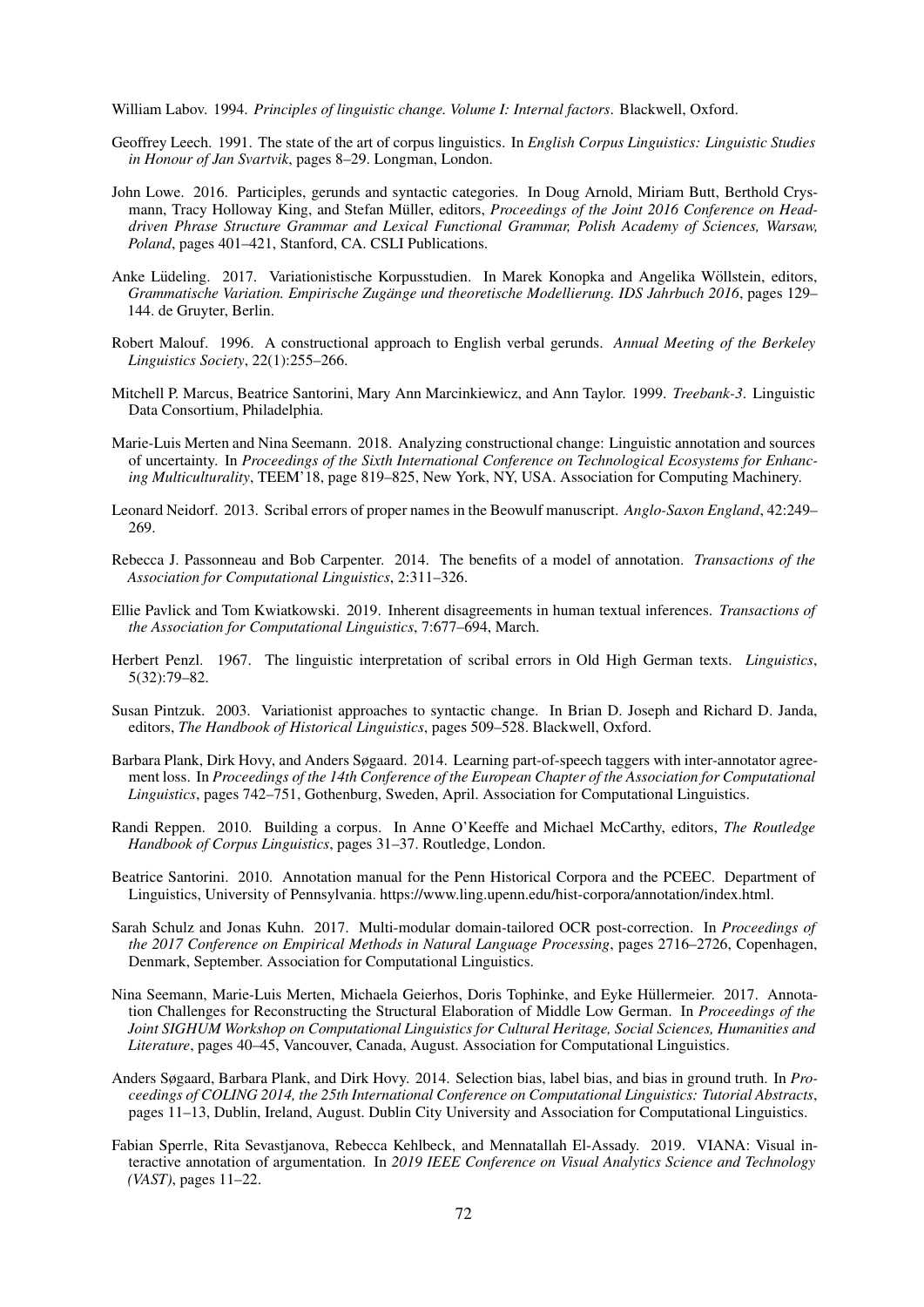William Labov. 1994. *Principles of linguistic change. Volume I: Internal factors*. Blackwell, Oxford.

Geoffrey Leech. 1991. The state of the art of corpus linguistics. In *English Corpus Linguistics: Linguistic Studies in Honour of Jan Svartvik*, pages 8–29. Longman, London.

John Lowe. 2016. Participles, gerunds and syntactic categories. In Doug Arnold, Miriam Butt, Berthold Crysmann, Tracy Holloway King, and Stefan Müller, editors, *Proceedings of the Joint 2016 Conference on Head-driven Phrase Structure Grammar and Lexical Functional Grammar, Polish Academy of Sciences, Warsaw, Poland*, pages 401–421, Stanford, CA. CSLI Publications.

Anke Lüdeling. 2017. Variationistische Korpusstudien. In Marek Konopka and Angelika Wöllstein, editors, *Grammatische Variation. Empirische Zugänge und theoretische Modellierung. IDS Jahrbuch 2016*, pages 129–144. de Gruyter, Berlin.

Robert Malouf. 1996. A constructional approach to English verbal gerunds. *Annual Meeting of the Berkeley Linguistics Society*, 22(1):255–266.

Mitchell P. Marcus, Beatrice Santorini, Mary Ann Marcinkiewicz, and Ann Taylor. 1999. *Treebank-3*. Linguistic Data Consortium, Philadelphia.

Marie-Luis Merten and Nina Seemann. 2018. Analyzing constructional change: Linguistic annotation and sources of uncertainty. In *Proceedings of the Sixth International Conference on Technological Ecosystems for Enhancing Multiculturality*, TEEM'18, page 819–825, New York, NY, USA. Association for Computing Machinery.

Leonard Neidorf. 2013. Scribal errors of proper names in the Beowulf manuscript. *Anglo-Saxon England*, 42:249–269.

Rebecca J. Passonneau and Bob Carpenter. 2014. The benefits of a model of annotation. *Transactions of the Association for Computational Linguistics*, 2:311–326.

Ellie Pavlick and Tom Kwiatkowski. 2019. Inherent disagreements in human textual inferences. *Transactions of the Association for Computational Linguistics*, 7:677–694, March.

Herbert Penzl. 1967. The linguistic interpretation of scribal errors in Old High German texts. *Linguistics*, 5(32):79–82.

Susan Pintzuk. 2003. Variationist approaches to syntactic change. In Brian D. Joseph and Richard D. Janda, editors, *The Handbook of Historical Linguistics*, pages 509–528. Blackwell, Oxford.

Barbara Plank, Dirk Hovy, and Anders Søgaard. 2014. Learning part-of-speech taggers with inter-annotator agreement loss. In *Proceedings of the 14th Conference of the European Chapter of the Association for Computational Linguistics*, pages 742–751, Gothenburg, Sweden, April. Association for Computational Linguistics.

Randi Reppen. 2010. Building a corpus. In Anne O'Keeffe and Michael McCarthy, editors, *The Routledge Handbook of Corpus Linguistics*, pages 31–37. Routledge, London.

Beatrice Santorini. 2010. Annotation manual for the Penn Historical Corpora and the PCEEC. Department of Linguistics, University of Pennsylvania. https://www.ling.upenn.edu/hist-corpora/annotation/index.html.

Sarah Schulz and Jonas Kuhn. 2017. Multi-modular domain-tailored OCR post-correction. In *Proceedings of the 2017 Conference on Empirical Methods in Natural Language Processing*, pages 2716–2726, Copenhagen, Denmark, September. Association for Computational Linguistics.

Nina Seemann, Marie-Luis Merten, Michaela Geierhos, Doris Tophinke, and Eyke Hüllermeier. 2017. Annotation Challenges for Reconstructing the Structural Elaboration of Middle Low German. In *Proceedings of the Joint SIGHUM Workshop on Computational Linguistics for Cultural Heritage, Social Sciences, Humanities and Literature*, pages 40–45, Vancouver, Canada, August. Association for Computational Linguistics.

Anders Søgaard, Barbara Plank, and Dirk Hovy. 2014. Selection bias, label bias, and bias in ground truth. In *Proceedings of COLING 2014, the 25th International Conference on Computational Linguistics: Tutorial Abstracts*, pages 11–13, Dublin, Ireland, August. Dublin City University and Association for Computational Linguistics.

Fabian Sperrle, Rita Sevastjanova, Rebecca Kehlbeck, and Mennatallah El-Assady. 2019. VIANA: Visual interactive annotation of argumentation. In *2019 IEEE Conference on Visual Analytics Science and Technology (VAST)*, pages 11–22.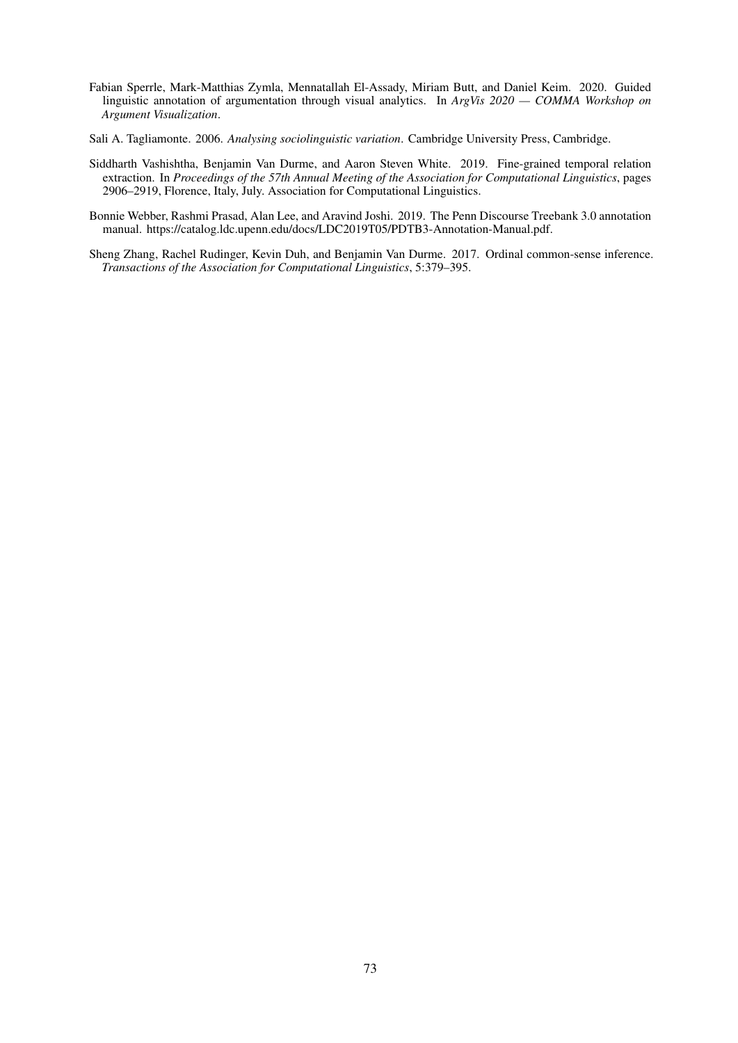Fabian Sperrle, Mark-Matthias Zymla, Mennatallah El-Assady, Miriam Butt, and Daniel Keim. 2020. Guided linguistic annotation of argumentation through visual analytics. In *ArgVis 2020 — COMMA Workshop on Argument Visualization*.

Sali A. Tagliamonte. 2006. *Analysing sociolinguistic variation*. Cambridge University Press, Cambridge.

Siddharth Vashishtha, Benjamin Van Durme, and Aaron Steven White. 2019. Fine-grained temporal relation extraction. In *Proceedings of the 57th Annual Meeting of the Association for Computational Linguistics*, pages 2906–2919, Florence, Italy, July. Association for Computational Linguistics.

Bonnie Webber, Rashmi Prasad, Alan Lee, and Aravind Joshi. 2019. The Penn Discourse Treebank 3.0 annotation manual. https://catalog.ldc.upenn.edu/docs/LDC2019T05/PDTB3-Annotation-Manual.pdf.

Sheng Zhang, Rachel Rudinger, Kevin Duh, and Benjamin Van Durme. 2017. Ordinal common-sense inference. *Transactions of the Association for Computational Linguistics*, 5:379–395.